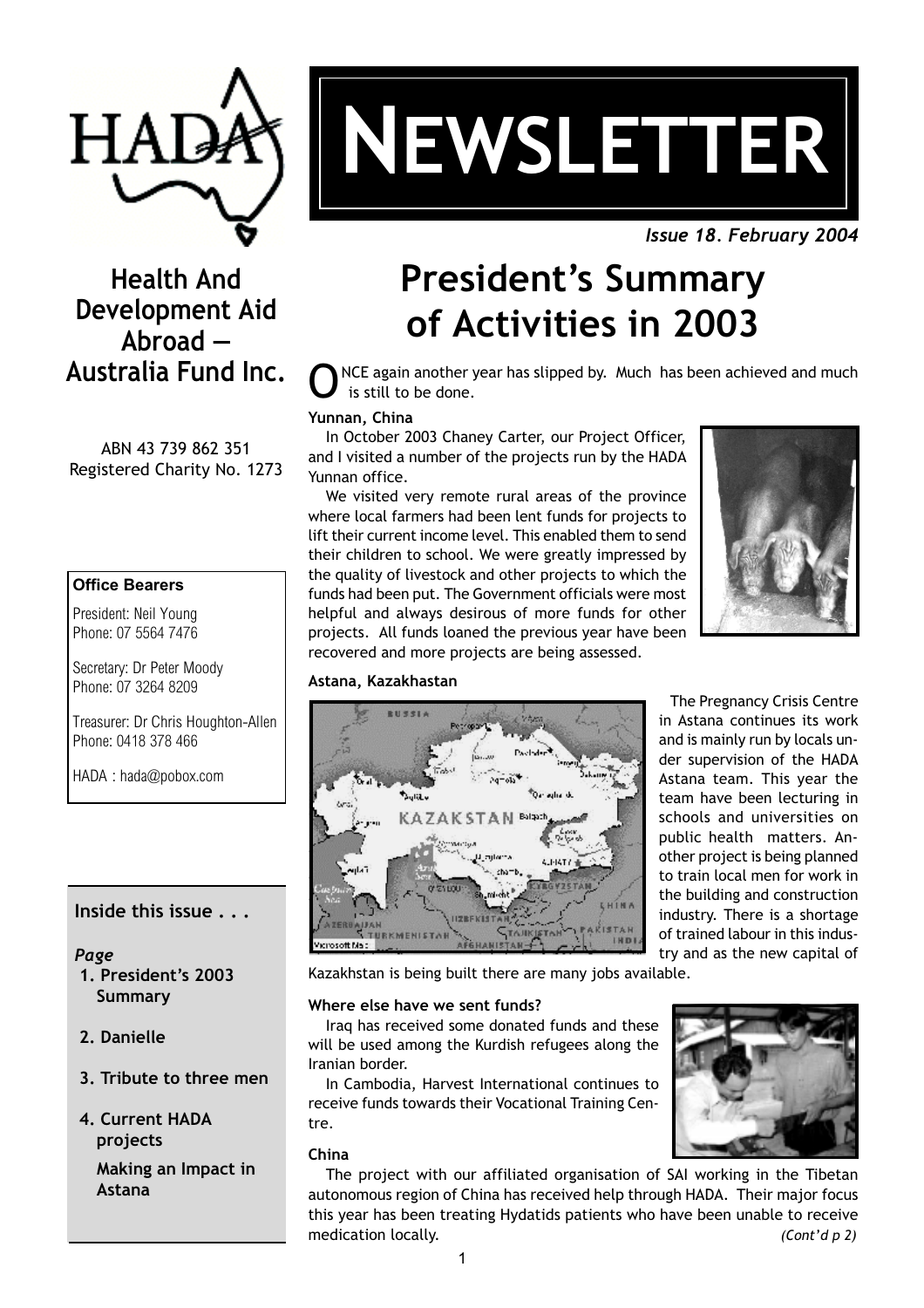# NEWSLETTER

*Issue 18. February 2004*

## Health And Development Aid Abroad — Australia Fund Inc.

ABN 43 739 862 351
Registered Charity No. 1273

**Office Bearers**

President: Neil Young
Phone: 07 5564 7476

Secretary: Dr Peter Moody
Phone: 07 3264 8209

Treasurer: Dr Chris Houghton-Allen
Phone: 0418 378 466

HADA : hada@pobox.com

**Inside this issue . . .**

*Page*

1. President's 2003 Summary
2. Danielle
3. Tribute to three men
4. Current HADA projects

   Making an Impact in Astana

# President's Summary of Activities in 2003

ONCE again another year has slipped by. Much has been achieved and much is still to be done.

**Yunnan, China**

In October 2003 Chaney Carter, our Project Officer, and I visited a number of the projects run by the HADA Yunnan office.

We visited very remote rural areas of the province where local farmers had been lent funds for projects to lift their current income level. This enabled them to send their children to school. We were greatly impressed by the quality of livestock and other projects to which the funds had been put. The Government officials were most helpful and always desirous of more funds for other projects. All funds loaned the previous year have been recovered and more projects are being assessed.

**Astana, Kazakhastan**

The Pregnancy Crisis Centre in Astana continues its work and is mainly run by locals under supervision of the HADA Astana team. This year the team have been lecturing in schools and universities on public health matters. Another project is being planned to train local men for work in the building and construction industry. There is a shortage of trained labour in this industry and as the new capital of Kazakhstan is being built there are many jobs available.

**Where else have we sent funds?**

Iraq has received some donated funds and these will be used among the Kurdish refugees along the Iranian border.

In Cambodia, Harvest International continues to receive funds towards their Vocational Training Centre.

**China**

The project with our affiliated organisation of SAI working in the Tibetan autonomous region of China has received help through HADA. Their major focus this year has been treating Hydatids patients who have been unable to receive medication locally. *(Cont'd p 2)*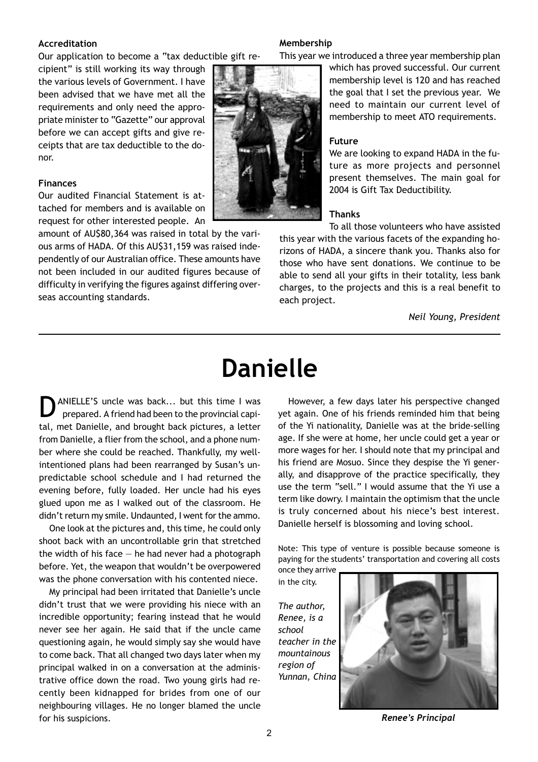### Accreditation

Our application to become a "tax deductible gift recipient" is still working its way through the various levels of Government. I have been advised that we have met all the requirements and only need the appropriate minister to "Gazette" our approval before we can accept gifts and give receipts that are tax deductible to the donor.

### Finances

Our audited Financial Statement is attached for members and is available on request for other interested people. An amount of AU$80,364 was raised in total by the various arms of HADA. Of this AU$31,159 was raised independently of our Australian office. These amounts have not been included in our audited figures because of difficulty in verifying the figures against differing overseas accounting standards.

### Membership

This year we introduced a three year membership plan which has proved successful. Our current membership level is 120 and has reached the goal that I set the previous year. We need to maintain our current level of membership to meet ATO requirements.

### Future

We are looking to expand HADA in the future as more projects and personnel present themselves. The main goal for 2004 is Gift Tax Deductibility.

### Thanks

To all those volunteers who have assisted this year with the various facets of the expanding horizons of HADA, a sincere thank you. Thanks also for those who have sent donations. We continue to be able to send all your gifts in their totality, less bank charges, to the projects and this is a real benefit to each project.

*Neil Young, President*

---

# Danielle

DANIELLE'S uncle was back... but this time I was prepared. A friend had been to the provincial capital, met Danielle, and brought back pictures, a letter from Danielle, a flier from the school, and a phone number where she could be reached. Thankfully, my well-intentioned plans had been rearranged by Susan's unpredictable school schedule and I had returned the evening before, fully loaded. Her uncle had his eyes glued upon me as I walked out of the classroom. He didn't return my smile. Undaunted, I went for the ammo.

One look at the pictures and, this time, he could only shoot back with an uncontrollable grin that stretched the width of his face — he had never had a photograph before. Yet, the weapon that wouldn't be overpowered was the phone conversation with his contented niece.

My principal had been irritated that Danielle's uncle didn't trust that we were providing his niece with an incredible opportunity; fearing instead that he would never see her again. He said that if the uncle came questioning again, he would simply say she would have to come back. That all changed two days later when my principal walked in on a conversation at the administrative office down the road. Two young girls had recently been kidnapped for brides from one of our neighbouring villages. He no longer blamed the uncle for his suspicions.

However, a few days later his perspective changed yet again. One of his friends reminded him that being of the Yi nationality, Danielle was at the bride-selling age. If she were at home, her uncle could get a year or more wages for her. I should note that my principal and his friend are Mosuo. Since they despise the Yi generally, and disapprove of the practice specifically, they use the term "sell." I would assume that the Yi use a term like dowry. I maintain the optimism that the uncle is truly concerned about his niece's best interest. Danielle herself is blossoming and loving school.

Note: This type of venture is possible because someone is paying for the students' transportation and covering all costs once they arrive in the city.

*The author, Renee, is a school teacher in the mountainous region of Yunnan, China*

***Renee's Principal***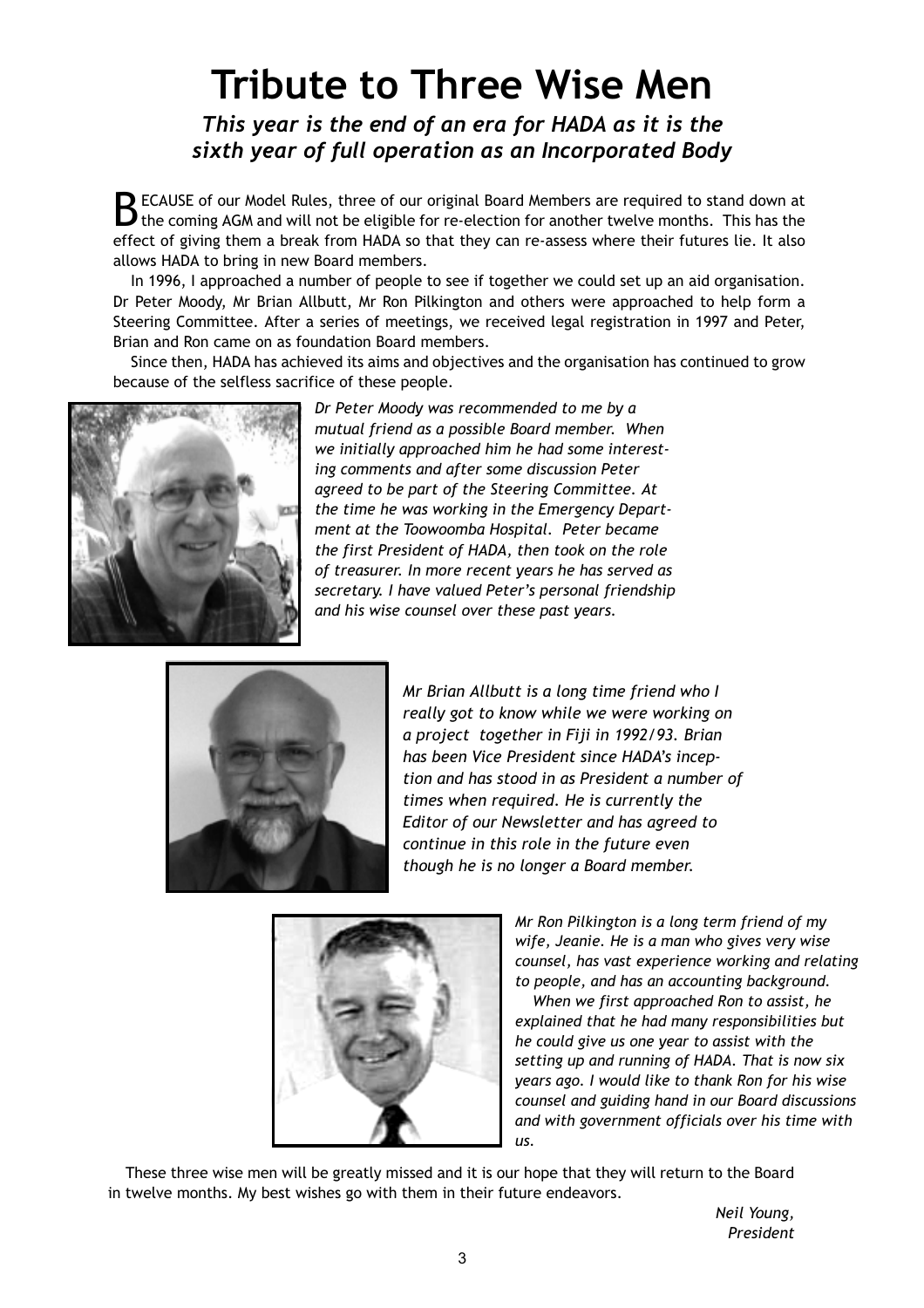# Tribute to Three Wise Men

***This year is the end of an era for HADA as it is the sixth year of full operation as an Incorporated Body***

BECAUSE of our Model Rules, three of our original Board Members are required to stand down at the coming AGM and will not be eligible for re-election for another twelve months. This has the effect of giving them a break from HADA so that they can re-assess where their futures lie. It also allows HADA to bring in new Board members.

In 1996, I approached a number of people to see if together we could set up an aid organisation. Dr Peter Moody, Mr Brian Allbutt, Mr Ron Pilkington and others were approached to help form a Steering Committee. After a series of meetings, we received legal registration in 1997 and Peter, Brian and Ron came on as foundation Board members.

Since then, HADA has achieved its aims and objectives and the organisation has continued to grow because of the selfless sacrifice of these people.

*Dr Peter Moody was recommended to me by a mutual friend as a possible Board member. When we initially approached him he had some interesting comments and after some discussion Peter agreed to be part of the Steering Committee. At the time he was working in the Emergency Department at the Toowoomba Hospital. Peter became the first President of HADA, then took on the role of treasurer. In more recent years he has served as secretary. I have valued Peter's personal friendship and his wise counsel over these past years.*

*Mr Brian Allbutt is a long time friend who I really got to know while we were working on a project together in Fiji in 1992/93. Brian has been Vice President since HADA's inception and has stood in as President a number of times when required. He is currently the Editor of our Newsletter and has agreed to continue in this role in the future even though he is no longer a Board member.*

*Mr Ron Pilkington is a long term friend of my wife, Jeanie. He is a man who gives very wise counsel, has vast experience working and relating to people, and has an accounting background.*

*When we first approached Ron to assist, he explained that he had many responsibilities but he could give us one year to assist with the setting up and running of HADA. That is now six years ago. I would like to thank Ron for his wise counsel and guiding hand in our Board discussions and with government officials over his time with us.*

These three wise men will be greatly missed and it is our hope that they will return to the Board in twelve months. My best wishes go with them in their future endeavors.

*Neil Young,*
*President*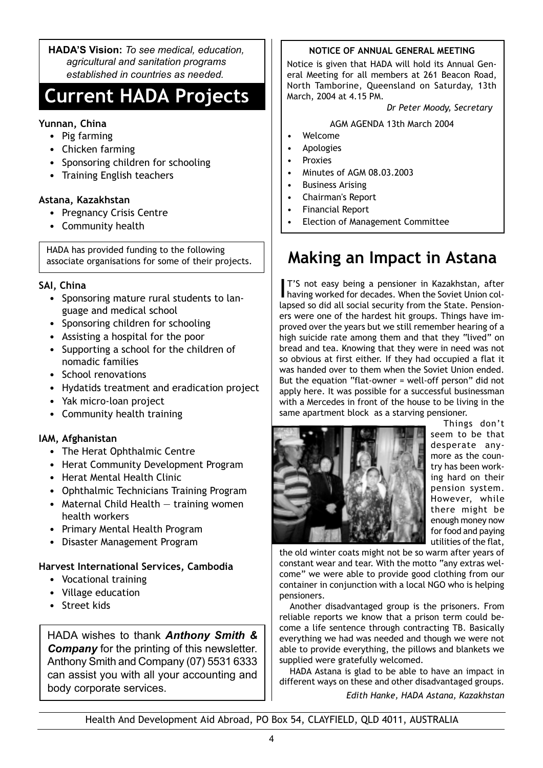**HADA'S Vision:** *To see medical, education, agricultural and sanitation programs established in countries as needed.*

# Current HADA Projects

**Yunnan, China**

- Pig farming
- Chicken farming
- Sponsoring children for schooling
- Training English teachers

**Astana, Kazakhstan**

- Pregnancy Crisis Centre
- Community health

HADA has provided funding to the following associate organisations for some of their projects.

**SAI, China**

- Sponsoring mature rural students to language and medical school
- Sponsoring children for schooling
- Assisting a hospital for the poor
- Supporting a school for the children of nomadic families
- School renovations
- Hydatids treatment and eradication project
- Yak micro-loan project
- Community health training

**IAM, Afghanistan**

- The Herat Ophthalmic Centre
- Herat Community Development Program
- Herat Mental Health Clinic
- Ophthalmic Technicians Training Program
- Maternal Child Health — training women health workers
- Primary Mental Health Program
- Disaster Management Program

**Harvest International Services, Cambodia**

- Vocational training
- Village education
- Street kids

HADA wishes to thank ***Anthony Smith & Company*** for the printing of this newsletter. Anthony Smith and Company (07) 5531 6333 can assist you with all your accounting and body corporate services.

**NOTICE OF ANNUAL GENERAL MEETING**

Notice is given that HADA will hold its Annual General Meeting for all members at 261 Beacon Road, North Tamborine, Queensland on Saturday, 13th March, 2004 at 4.15 PM.

*Dr Peter Moody, Secretary*

AGM AGENDA 13th March 2004

- Welcome
- Apologies
- Proxies
- Minutes of AGM 08.03.2003
- Business Arising
- Chairman's Report
- Financial Report
- Election of Management Committee

# Making an Impact in Astana

IT'S not easy being a pensioner in Kazakhstan, after having worked for decades. When the Soviet Union collapsed so did all social security from the State. Pensioners were one of the hardest hit groups. Things have improved over the years but we still remember hearing of a high suicide rate among them and that they "lived" on bread and tea. Knowing that they were in need was not so obvious at first either. If they had occupied a flat it was handed over to them when the Soviet Union ended. But the equation "flat-owner = well-off person" did not apply here. It was possible for a successful businessman with a Mercedes in front of the house to be living in the same apartment block as a starving pensioner.

Things don't seem to be that desperate anymore as the country has been working hard on their pension system. However, while there might be enough money now for food and paying utilities of the flat, the old winter coats might not be so warm after years of constant wear and tear. With the motto "any extras welcome" we were able to provide good clothing from our container in conjunction with a local NGO who is helping pensioners.

Another disadvantaged group is the prisoners. From reliable reports we know that a prison term could become a life sentence through contracting TB. Basically everything we had was needed and though we were not able to provide everything, the pillows and blankets we supplied were gratefully welcomed.

HADA Astana is glad to be able to have an impact in different ways on these and other disadvantaged groups.

*Edith Hanke, HADA Astana, Kazakhstan*

Health And Development Aid Abroad, PO Box 54, CLAYFIELD, QLD 4011, AUSTRALIA